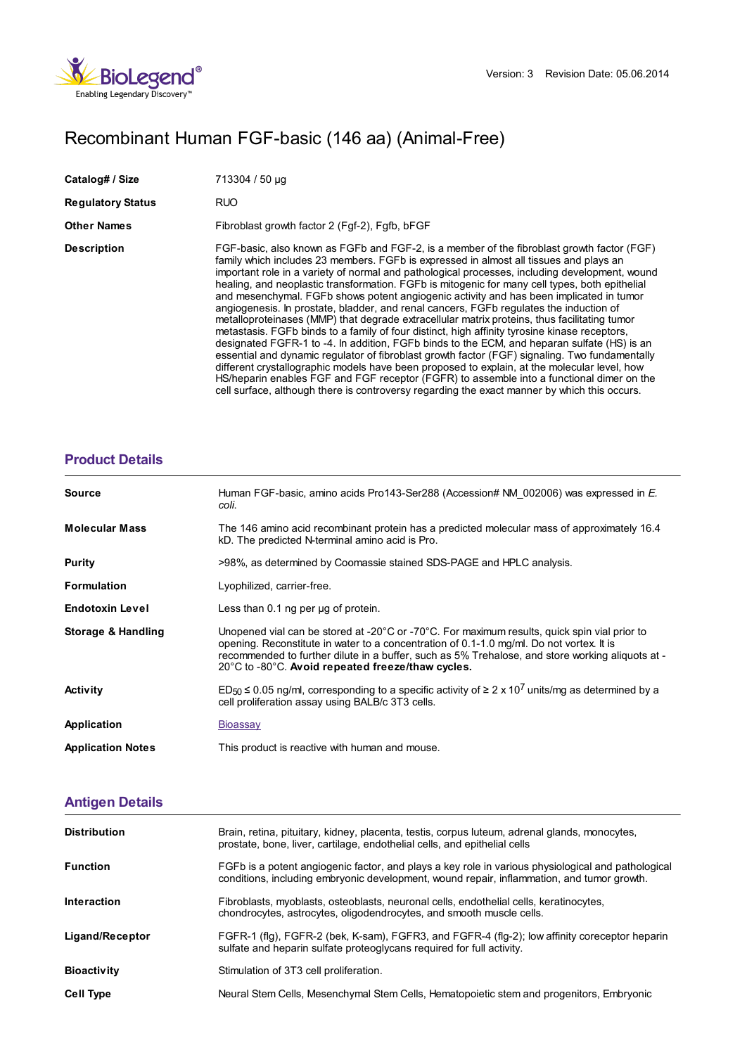Version: 3 Revision Date: 05.06.2014

# Recombinant Human FGF-basic (146 aa) (Animal-Free)

| | |
|---|---|
| **Catalog# / Size** | 713304 / 50 µg |
| **Regulatory Status** | RUO |
| **Other Names** | Fibroblast growth factor 2 (Fgf-2), Fgfb, bFGF |
| **Description** | FGF-basic, also known as FGFb and FGF-2, is a member of the fibroblast growth factor (FGF) family which includes 23 members. FGFb is expressed in almost all tissues and plays an important role in a variety of normal and pathological processes, including development, wound healing, and neoplastic transformation. FGFb is mitogenic for many cell types, both epithelial and mesenchymal. FGFb shows potent angiogenic activity and has been implicated in tumor angiogenesis. In prostate, bladder, and renal cancers, FGFb regulates the induction of metalloproteinases (MMP) that degrade extracellular matrix proteins, thus facilitating tumor metastasis. FGFb binds to a family of four distinct, high affinity tyrosine kinase receptors, designated FGFR-1 to -4. In addition, FGFb binds to the ECM, and heparan sulfate (HS) is an essential and dynamic regulator of fibroblast growth factor (FGF) signaling. Two fundamentally different crystallographic models have been proposed to explain, at the molecular level, how HS/heparin enables FGF and FGF receptor (FGFR) to assemble into a functional dimer on the cell surface, although there is controversy regarding the exact manner by which this occurs. |

## Product Details

| | |
|---|---|
| **Source** | Human FGF-basic, amino acids Pro143-Ser288 (Accession# NM_002006) was expressed in *E. coli.* |
| **Molecular Mass** | The 146 amino acid recombinant protein has a predicted molecular mass of approximately 16.4 kD. The predicted N-terminal amino acid is Pro. |
| **Purity** | >98%, as determined by Coomassie stained SDS-PAGE and HPLC analysis. |
| **Formulation** | Lyophilized, carrier-free. |
| **Endotoxin Level** | Less than 0.1 ng per µg of protein. |
| **Storage & Handling** | Unopened vial can be stored at -20°C or -70°C. For maximum results, quick spin vial prior to opening. Reconstitute in water to a concentration of 0.1-1.0 mg/ml. Do not vortex. It is recommended to further dilute in a buffer, such as 5% Trehalose, and store working aliquots at -20°C to -80°C. **Avoid repeated freeze/thaw cycles.** |
| **Activity** | $ED_{50}$ ≤ 0.05 ng/ml, corresponding to a specific activity of ≥ 2 x $10^7$ units/mg as determined by a cell proliferation assay using BALB/c 3T3 cells. |
| **Application** | Bioassay |
| **Application Notes** | This product is reactive with human and mouse. |

## Antigen Details

| | |
|---|---|
| **Distribution** | Brain, retina, pituitary, kidney, placenta, testis, corpus luteum, adrenal glands, monocytes, prostate, bone, liver, cartilage, endothelial cells, and epithelial cells |
| **Function** | FGFb is a potent angiogenic factor, and plays a key role in various physiological and pathological conditions, including embryonic development, wound repair, inflammation, and tumor growth. |
| **Interaction** | Fibroblasts, myoblasts, osteoblasts, neuronal cells, endothelial cells, keratinocytes, chondrocytes, astrocytes, oligodendrocytes, and smooth muscle cells. |
| **Ligand/Receptor** | FGFR-1 (flg), FGFR-2 (bek, K-sam), FGFR3, and FGFR-4 (flg-2); low affinity coreceptor heparin sulfate and heparin sulfate proteoglycans required for full activity. |
| **Bioactivity** | Stimulation of 3T3 cell proliferation. |
| **Cell Type** | Neural Stem Cells, Mesenchymal Stem Cells, Hematopoietic stem and progenitors, Embryonic |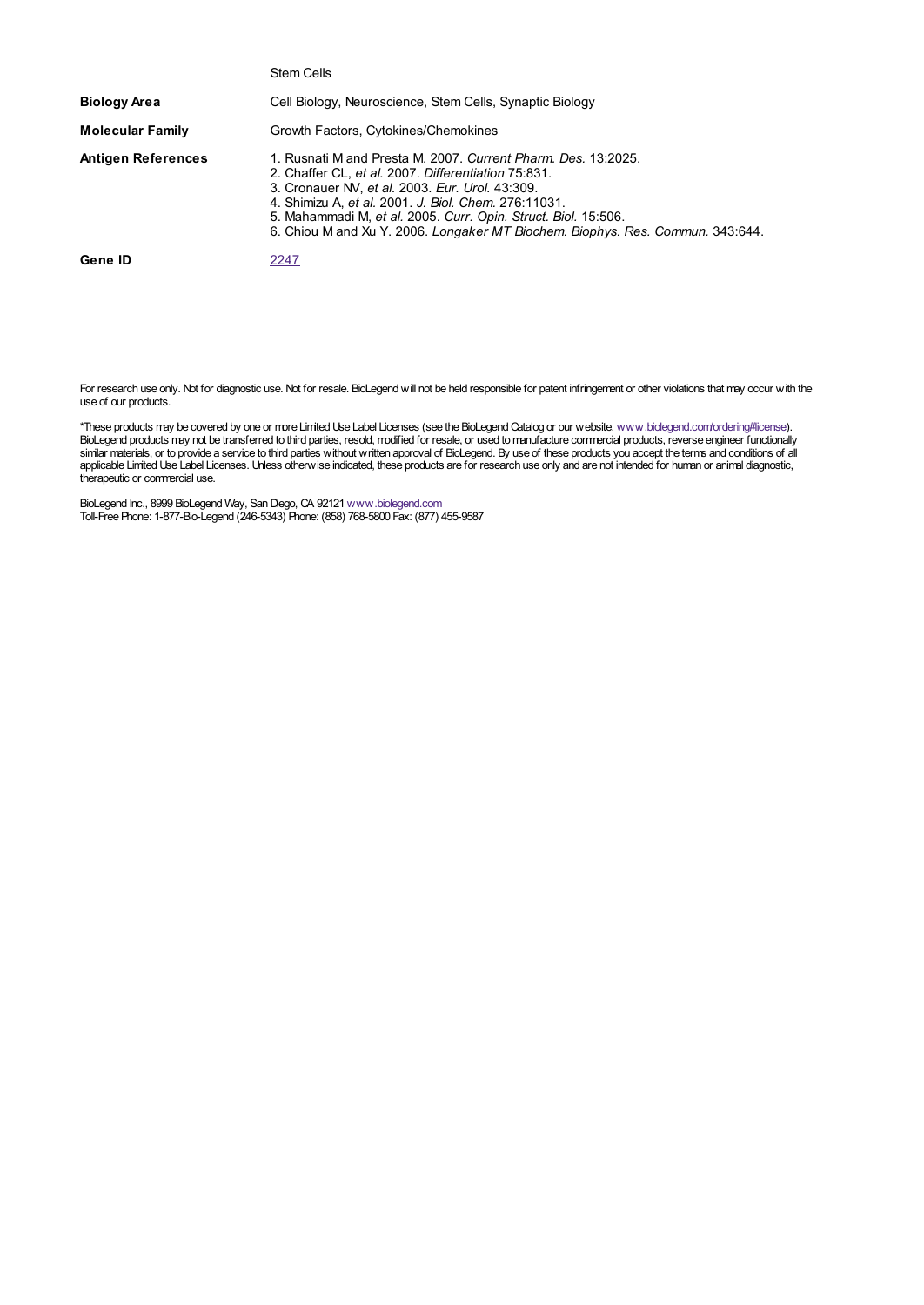| | |
|---|---|
| | Stem Cells |
| **Biology Area** | Cell Biology, Neuroscience, Stem Cells, Synaptic Biology |
| **Molecular Family** | Growth Factors, Cytokines/Chemokines |
| **Antigen References** | 1. Rusnati M and Presta M. 2007. *Current Pharm. Des.* 13:2025.<br>2. Chaffer CL, *et al.* 2007. *Differentiation* 75:831.<br>3. Cronauer NV, *et al.* 2003. *Eur. Urol.* 43:309.<br>4. Shimizu A, *et al.* 2001. *J. Biol. Chem.* 276:11031.<br>5. Mahammadi M, *et al.* 2005. *Curr. Opin. Struct. Biol.* 15:506.<br>6. Chiou M and Xu Y. 2006. *Longaker MT Biochem. Biophys. Res. Commun.* 343:644. |
| **Gene ID** | 2247 |

For research use only. Not for diagnostic use. Not for resale. BioLegend will not be held responsible for patent infringement or other violations that may occur with the use of our products.

*These products may be covered by one or more Limited Use Label Licenses (see the BioLegend Catalog or our website, www.biolegend.com/ordering#license). BioLegend products may not be transferred to third parties, resold, modified for resale, or used to manufacture commercial products, reverse engineer functionally similar materials, or to provide a service to third parties without written approval of BioLegend. By use of these products you accept the terms and conditions of all applicable Limited Use Label Licenses. Unless otherwise indicated, these products are for research use only and are not intended for human or animal diagnostic, therapeutic or commercial use.

BioLegend Inc., 8999 BioLegend Way, San Diego, CA 92121 www.biolegend.com
Toll-Free Phone: 1-877-Bio-Legend (246-5343) Phone: (858) 768-5800 Fax: (877) 455-9587